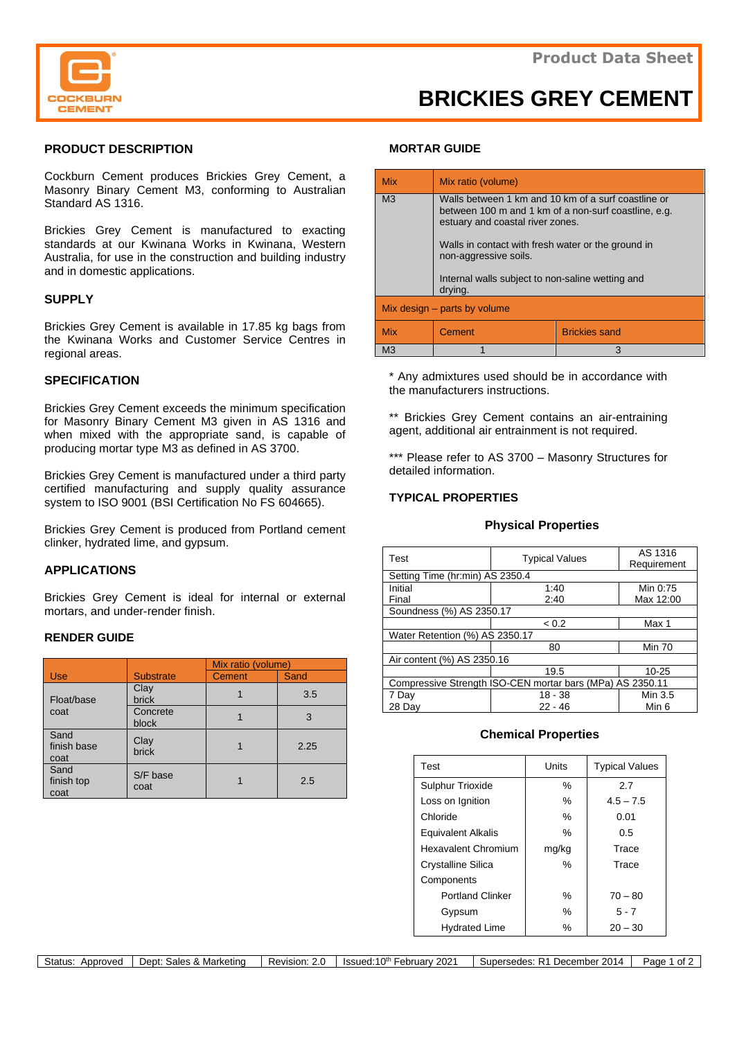Product Data Sheet

# BRICKIES GREY CEMENT

## PRODUCT DESCRIPTION

Cockburn Cement produces Brickies Grey Cement, a Masonry Binary Cement M3, conforming to Australian Standard AS 1316.

Brickies Grey Cement is manufactured to exacting standards at our Kwinana Works in Kwinana, Western Australia, for use in the construction and building industry and in domestic applications.

## SUPPLY

Brickies Grey Cement is available in 17.85 kg bags from the Kwinana Works and Customer Service Centres in regional areas.

## SPECIFICATION

Brickies Grey Cement exceeds the minimum specification for Masonry Binary Cement M3 given in AS 1316 and when mixed with the appropriate sand, is capable of producing mortar type M3 as defined in AS 3700.

Brickies Grey Cement is manufactured under a third party certified manufacturing and supply quality assurance system to ISO 9001 (BSI Certification No FS 604665).

Brickies Grey Cement is produced from Portland cement clinker, hydrated lime, and gypsum.

## APPLICATIONS

Brickies Grey Cement is ideal for internal or external mortars, and under-render finish.

## RENDER GUIDE

| Use | Substrate | Mix ratio (volume) | |
|---|---|---|---|
| | | Cement | Sand |
| Float/base coat | Clay brick | 1 | 3.5 |
| | Concrete block | 1 | 3 |
| Sand finish base coat | Clay brick | 1 | 2.25 |
| Sand finish top coat | S/F base coat | 1 | 2.5 |

## MORTAR GUIDE

| Mix | Mix ratio (volume) | |
|---|---|---|
| M3 | Walls between 1 km and 10 km of a surf coastline or between 100 m and 1 km of a non-surf coastline, e.g. estuary and coastal river zones. <br><br> Walls in contact with fresh water or the ground in non-aggressive soils. <br><br> Internal walls subject to non-saline wetting and drying. | |
| Mix design – parts by volume | | |
| Mix | Cement | Brickies sand |
| M3 | 1 | 3 |

\* Any admixtures used should be in accordance with the manufacturers instructions.

\*\* Brickies Grey Cement contains an air-entraining agent, additional air entrainment is not required.

\*\*\* Please refer to AS 3700 – Masonry Structures for detailed information.

## TYPICAL PROPERTIES

### Physical Properties

| Test | Typical Values | AS 1316 Requirement |
|---|---|---|
| Setting Time (hr:min) AS 2350.4 | | |
| Initial | 1:40 | Min 0:75 |
| Final | 2:40 | Max 12:00 |
| Soundness (%) AS 2350.17 | | |
| | < 0.2 | Max 1 |
| Water Retention (%) AS 2350.17 | | |
| | 80 | Min 70 |
| Air content (%) AS 2350.16 | | |
| | 19.5 | 10-25 |
| Compressive Strength ISO-CEN mortar bars (MPa) AS 2350.11 | | |
| 7 Day | 18 - 38 | Min 3.5 |
| 28 Day | 22 - 46 | Min 6 |

### Chemical Properties

| Test | Units | Typical Values |
|---|---|---|
| Sulphur Trioxide | % | 2.7 |
| Loss on Ignition | % | 4.5 – 7.5 |
| Chloride | % | 0.01 |
| Equivalent Alkalis | % | 0.5 |
| Hexavalent Chromium | mg/kg | Trace |
| Crystalline Silica | % | Trace |
| Components | | |
| Portland Clinker | % | 70 – 80 |
| Gypsum | % | 5 - 7 |
| Hydrated Lime | % | 20 – 30 |

| Status: Approved | Dept: Sales & Marketing | Revision: 2.0 | Issued:10th February 2021 | Supersedes: R1 December 2014 |
|---|---|---|---|---|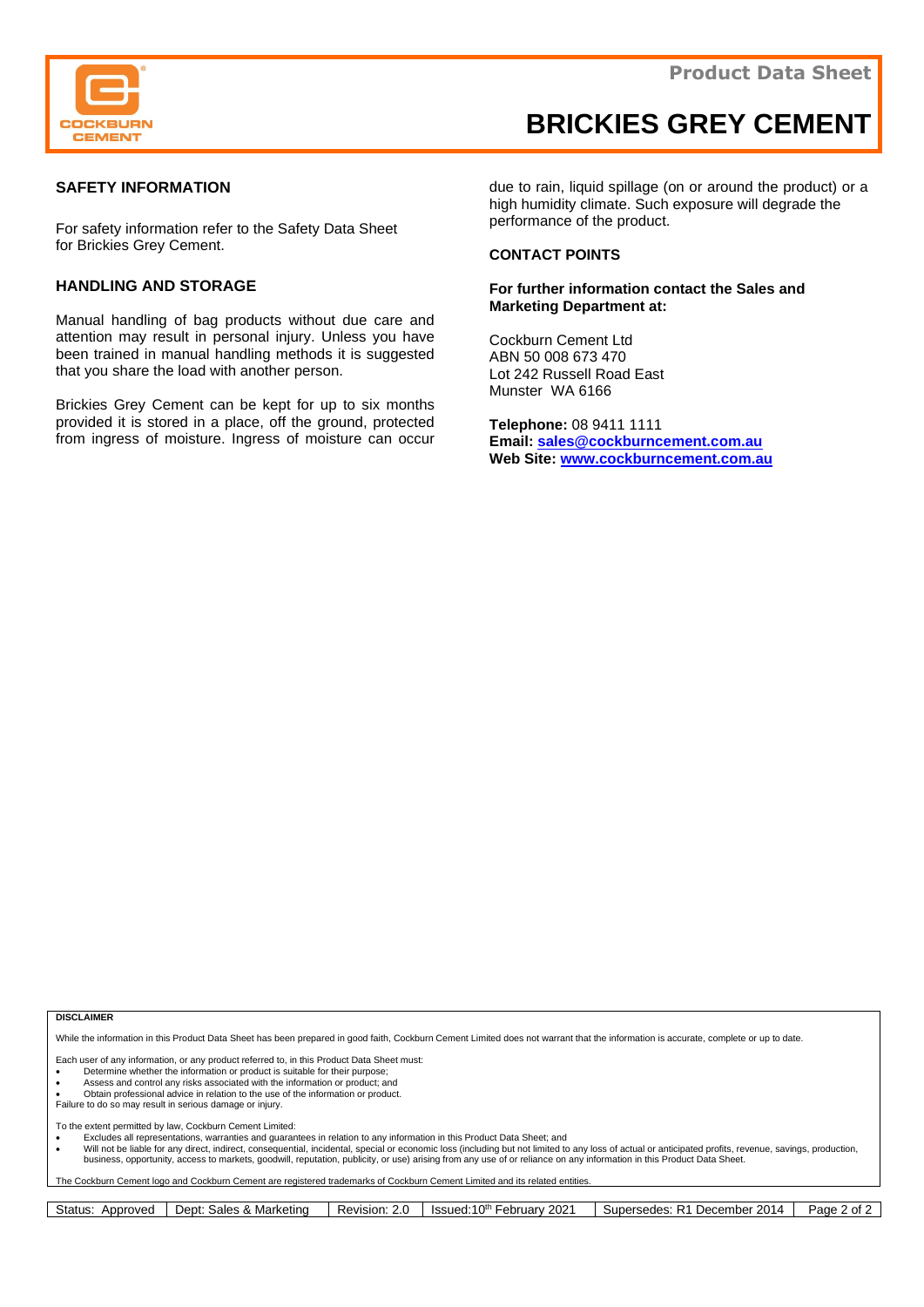## SAFETY INFORMATION

For safety information refer to the Safety Data Sheet for Brickies Grey Cement.

## HANDLING AND STORAGE

Manual handling of bag products without due care and attention may result in personal injury. Unless you have been trained in manual handling methods it is suggested that you share the load with another person.

Brickies Grey Cement can be kept for up to six months provided it is stored in a place, off the ground, protected from ingress of moisture. Ingress of moisture can occur due to rain, liquid spillage (on or around the product) or a high humidity climate. Such exposure will degrade the performance of the product.

## CONTACT POINTS

**For further information contact the Sales and Marketing Department at:**

Cockburn Cement Ltd
ABN 50 008 673 470
Lot 242 Russell Road East
Munster WA 6166

**Telephone:** 08 9411 1111
**Email:** sales@cockburncement.com.au
**Web Site:** www.cockburncement.com.au

**DISCLAIMER**

While the information in this Product Data Sheet has been prepared in good faith, Cockburn Cement Limited does not warrant that the information is accurate, complete or up to date.

Each user of any information, or any product referred to, in this Product Data Sheet must:

- Determine whether the information or product is suitable for their purpose;
- Assess and control any risks associated with the information or product; and
- Obtain professional advice in relation to the use of the information or product.

Failure to do so may result in serious damage or injury.

To the extent permitted by law, Cockburn Cement Limited:

- Excludes all representations, warranties and guarantees in relation to any information in this Product Data Sheet; and
- Will not be liable for any direct, indirect, consequential, incidental, special or economic loss (including but not limited to any loss of actual or anticipated profits, revenue, savings, production, business, opportunity, access to markets, goodwill, reputation, publicity, or use) arising from any use of or reliance on any information in this Product Data Sheet.

The Cockburn Cement logo and Cockburn Cement are registered trademarks of Cockburn Cement Limited and its related entities.

| | | | | | |
|---|---|---|---|---|---|
| Status: Approved | Dept: Sales & Marketing | Revision: 2.0 | Issued:10th February 2021 | Supersedes: R1 December 2014 | Page 2 of 2 |